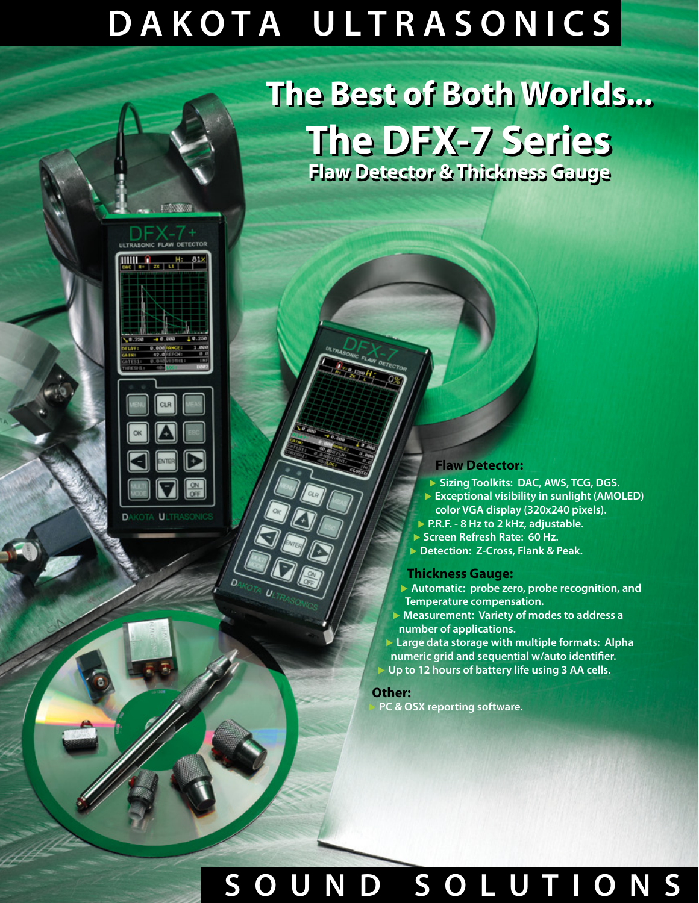# DAKOTA ULTRASONICS

# The Best of Both Worlds...

# The DFX-7 Series

## Flaw Detector & Thickness Gauge

**Flaw Detector:**

- **Sizing Toolkits: DAC, AWS, TCG, DGS.**
- **Exceptional visibility in sunlight (AMOLED) color VGA display (320x240 pixels).**
- **P.R.F. - 8 Hz to 2 kHz, adjustable.**
- **Screen Refresh Rate: 60 Hz.**
- **Detection: Z-Cross, Flank & Peak.**

**Thickness Gauge:**

- **Automatic: probe zero, probe recognition, and Temperature compensation.**
- **Measurement: Variety of modes to address a number of applications.**
- **Large data storage with multiple formats: Alpha numeric grid and sequential w/auto identifier.**
- **Up to 12 hours of battery life using 3 AA cells.**

**Other:**

- **PC & OSX reporting software.**

SOUND SOLUTIONS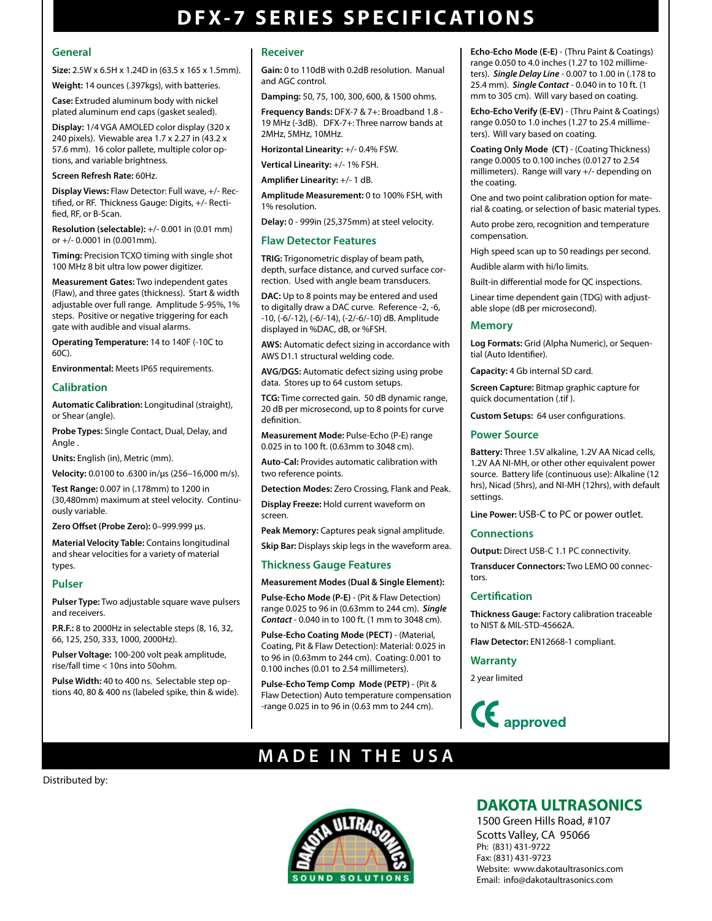# DFX-7 SERIES SPECIFICATIONS

## General

**Size:** 2.5W x 6.5H x 1.24D in (63.5 x 165 x 1.5mm).

**Weight:** 14 ounces (.397kgs), with batteries.

**Case:** Extruded aluminum body with nickel plated aluminum end caps (gasket sealed).

**Display:** 1/4 VGA AMOLED color display (320 x 240 pixels). Viewable area 1.7 x 2.27 in (43.2 x 57.6 mm). 16 color pallete, multiple color options, and variable brightness.

**Screen Refresh Rate:** 60Hz.

**Display Views:** Flaw Detector: Full wave, +/- Rectified, or RF. Thickness Gauge: Digits, +/- Rectified, RF, or B-Scan.

**Resolution (selectable):** +/- 0.001 in (0.01 mm) or +/- 0.0001 in (0.001mm).

**Timing:** Precision TCXO timing with single shot 100 MHz 8 bit ultra low power digitizer.

**Measurement Gates:** Two independent gates (Flaw), and three gates (thickness). Start & width adjustable over full range. Amplitude 5-95%, 1% steps. Positive or negative triggering for each gate with audible and visual alarms.

**Operating Temperature:** 14 to 140F (-10C to 60C).

**Environmental:** Meets IP65 requirements.

## Calibration

**Automatic Calibration:** Longitudinal (straight), or Shear (angle).

**Probe Types:** Single Contact, Dual, Delay, and Angle .

**Units:** English (in), Metric (mm).

**Velocity:** 0.0100 to .6300 in/µs (256–16,000 m/s).

**Test Range:** 0.007 in (.178mm) to 1200 in (30,480mm) maximum at steel velocity. Continuously variable.

**Zero Offset (Probe Zero):** 0–999.999 µs.

**Material Velocity Table:** Contains longitudinal and shear velocities for a variety of material types.

## Pulser

**Pulser Type:** Two adjustable square wave pulsers and receivers.

**P.R.F.:** 8 to 2000Hz in selectable steps (8, 16, 32, 66, 125, 250, 333, 1000, 2000Hz).

**Pulser Voltage:** 100-200 volt peak amplitude, rise/fall time < 10ns into 50ohm.

**Pulse Width:** 40 to 400 ns. Selectable step options 40, 80 & 400 ns (labeled spike, thin & wide).

## Receiver

**Gain:** 0 to 110dB with 0.2dB resolution. Manual and AGC control.

**Damping:** 50, 75, 100, 300, 600, & 1500 ohms.

**Frequency Bands:** DFX-7 & 7+: Broadband 1.8 - 19 MHz (-3dB). DFX-7+: Three narrow bands at 2MHz, 5MHz, 10MHz.

**Horizontal Linearity:** +/- 0.4% FSW.

**Vertical Linearity:** +/- 1% FSH.

**Amplifier Linearity:** +/- 1 dB.

**Amplitude Measurement:** 0 to 100% FSH, with 1% resolution.

**Delay:** 0 - 999in (25,375mm) at steel velocity.

## Flaw Detector Features

**TRIG:** Trigonometric display of beam path, depth, surface distance, and curved surface correction. Used with angle beam transducers.

**DAC:** Up to 8 points may be entered and used to digitally draw a DAC curve. Reference -2, -6, -10, (-6/-12), (-6/-14), (-2/-6/-10) dB. Amplitude displayed in %DAC, dB, or %FSH.

**AWS:** Automatic defect sizing in accordance with AWS D1.1 structural welding code.

**AVG/DGS:** Automatic defect sizing using probe data. Stores up to 64 custom setups.

**TCG:** Time corrected gain. 50 dB dynamic range, 20 dB per microsecond, up to 8 points for curve definition.

**Measurement Mode:** Pulse-Echo (P-E) range 0.025 in to 100 ft. (0.63mm to 3048 cm).

**Auto-Cal:** Provides automatic calibration with two reference points.

**Detection Modes:** Zero Crossing, Flank and Peak.

**Display Freeze:** Hold current waveform on screen.

**Peak Memory:** Captures peak signal amplitude.

**Skip Bar:** Displays skip legs in the waveform area.

## Thickness Gauge Features

**Measurement Modes (Dual & Single Element):**

**Pulse-Echo Mode (P-E)** - (Pit & Flaw Detection) range 0.025 to 96 in (0.63mm to 244 cm). ***Single Contact*** - 0.040 in to 100 ft. (1 mm to 3048 cm).

**Pulse-Echo Coating Mode (PECT)** - (Material, Coating, Pit & Flaw Detection): Material: 0.025 in to 96 in (0.63mm to 244 cm). Coating: 0.001 to 0.100 inches (0.01 to 2.54 millimeters).

**Pulse-Echo Temp Comp Mode (PETP)** - (Pit & Flaw Detection) Auto temperature compensation -range 0.025 to 96 in (0.63 mm to 244 cm).

**Echo-Echo Mode (E-E)** - (Thru Paint & Coatings) range 0.050 to 4.0 inches (1.27 to 102 millimeters). ***Single Delay Line*** - 0.007 to 1.00 in (.178 to 25.4 mm). ***Single Contact*** - 0.040 in to 10 ft. (1 mm to 305 cm). Will vary based on coating.

**Echo-Echo Verify (E-EV)** - (Thru Paint & Coatings) range 0.050 to 1.0 inches (1.27 to 25.4 millimeters). Will vary based on coating.

**Coating Only Mode (CT)** - (Coating Thickness) range 0.0005 to 0.100 inches (0.0127 to 2.54 millimeters). Range will vary +/- depending on the coating.

One and two point calibration option for material & coating, or selection of basic material types.

Auto probe zero, recognition and temperature compensation.

High speed scan up to 50 readings per second.

Audible alarm with hi/lo limits.

Built-in differential mode for QC inspections.

Linear time dependent gain (TDG) with adjustable slope (dB per microsecond).

## Memory

**Log Formats:** Grid (Alpha Numeric), or Sequential (Auto Identifier).

**Capacity:** 4 Gb internal SD card.

**Screen Capture:** Bitmap graphic capture for quick documentation (.tif ).

**Custom Setups:** 64 user configurations.

## Power Source

**Battery:** Three 1.5V alkaline, 1.2V AA Nicad cells, 1.2V AA NI-MH, or other other equivalent power source. Battery life (continuous use): Alkaline (12 hrs), Nicad (5hrs), and NI-MH (12hrs), with default settings.

**Line Power:** USB-C to PC or power outlet.

## Connections

**Output:** Direct USB-C 1.1 PC connectivity.

**Transducer Connectors:** Two LEMO 00 connectors.

## Certification

**Thickness Gauge:** Factory calibration traceable to NIST & MIL-STD-45662A.

**Flaw Detector:** EN12668-1 compliant.

## Warranty

2 year limited

CE approved

# MADE IN THE USA

Distributed by:

DAKOTA ULTRASONICS
SOUND SOLUTIONS

## DAKOTA ULTRASONICS

1500 Green Hills Road, #107
Scotts Valley, CA 95066
Ph: (831) 431-9722
Fax: (831) 431-9723
Website: www.dakotaultrasonics.com
Email: info@dakotaultrasonics.com